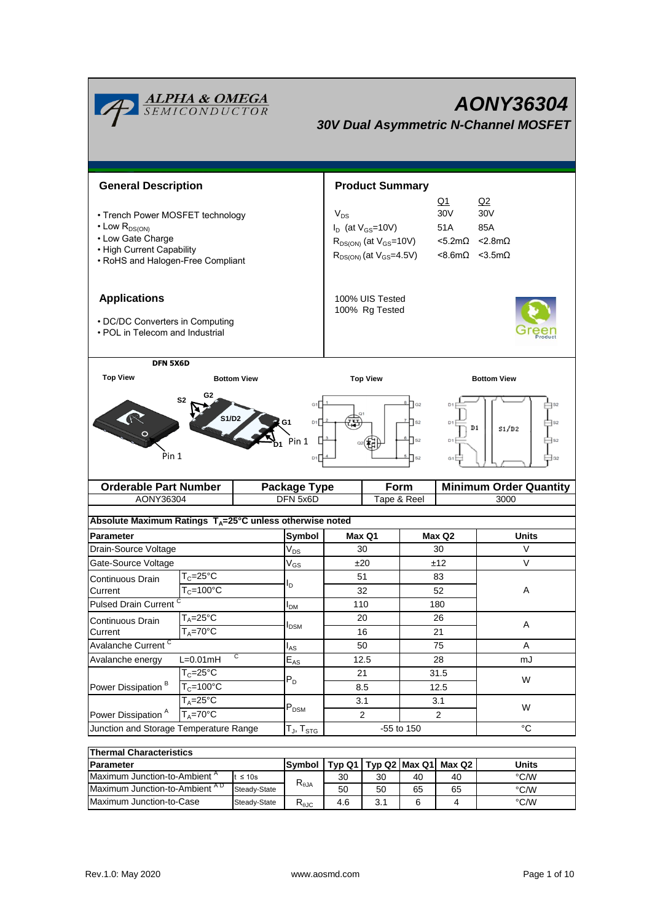# AONY36304

## 30V Dual Asymmetric N-Channel MOSFET

## General Description

- Trench Power MOSFET technology
- Low $R_{DS(ON)}$
- Low Gate Charge
- High Current Capability
- RoHS and Halogen-Free Compliant

## Product Summary

| | Q1 | Q2 |
|---|---|---|
| $V_{DS}$ | 30V | 30V |
| $I_D$ (at $V_{GS}$=10V) | 51A | 85A |
| $R_{DS(ON)}$ (at $V_{GS}$=10V) | <5.2mΩ | <2.8mΩ |
| $R_{DS(ON)}$ (at $V_{GS}$=4.5V) | <8.6mΩ | <3.5mΩ |

100% UIS Tested
100% Rg Tested

## Applications

- DC/DC Converters in Computing
- POL in Telecom and Industrial

DFN 5X6D

Top View / Bottom View / Top View / Bottom View

| Orderable Part Number | Package Type | Form | Minimum Order Quantity |
|---|---|---|---|
| AONY36304 | DFN 5x6D | Tape & Reel | 3000 |

### Absolute Maximum Ratings $T_A$=25°C unless otherwise noted

| Parameter | | Symbol | Max Q1 | Max Q2 | Units |
|---|---|---|---|---|---|
| Drain-Source Voltage | | $V_{DS}$ | 30 | 30 | V |
| Gate-Source Voltage | | $V_{GS}$ | ±20 | ±12 | V |
| Continuous Drain Current | $T_C$=25°C | $I_D$ | 51 | 83 | A |
| | $T_C$=100°C | | 32 | 52 | |
| Pulsed Drain Current [C] | | $I_{DM}$ | 110 | 180 | |
| Continuous Drain Current | $T_A$=25°C | $I_{DSM}$ | 20 | 26 | A |
| | $T_A$=70°C | | 16 | 21 | |
| Avalanche Current [C] | | $I_{AS}$ | 50 | 75 | A |
| Avalanche energy | L=0.01mH [C] | $E_{AS}$ | 12.5 | 28 | mJ |
| Power Dissipation [B] | $T_C$=25°C | $P_D$ | 21 | 31.5 | W |
| | $T_C$=100°C | | 8.5 | 12.5 | |
| Power Dissipation [A] | $T_A$=25°C | $P_{DSM}$ | 3.1 | 3.1 | W |
| | $T_A$=70°C | | 2 | 2 | |
| Junction and Storage Temperature Range | | $T_J$, $T_{STG}$ | -55 to 150 | | °C |

### Thermal Characteristics

| Parameter | | Symbol | Typ Q1 | Typ Q2 | Max Q1 | Max Q2 | Units |
|---|---|---|---|---|---|---|---|
| Maximum Junction-to-Ambient [A] | t ≤ 10s | $R_{\theta JA}$ | 30 | 30 | 40 | 40 | °C/W |
| Maximum Junction-to-Ambient [A D] | Steady-State | | 50 | 50 | 65 | 65 | °C/W |
| Maximum Junction-to-Case | Steady-State | $R_{\theta JC}$ | 4.6 | 3.1 | 6 | 4 | °C/W |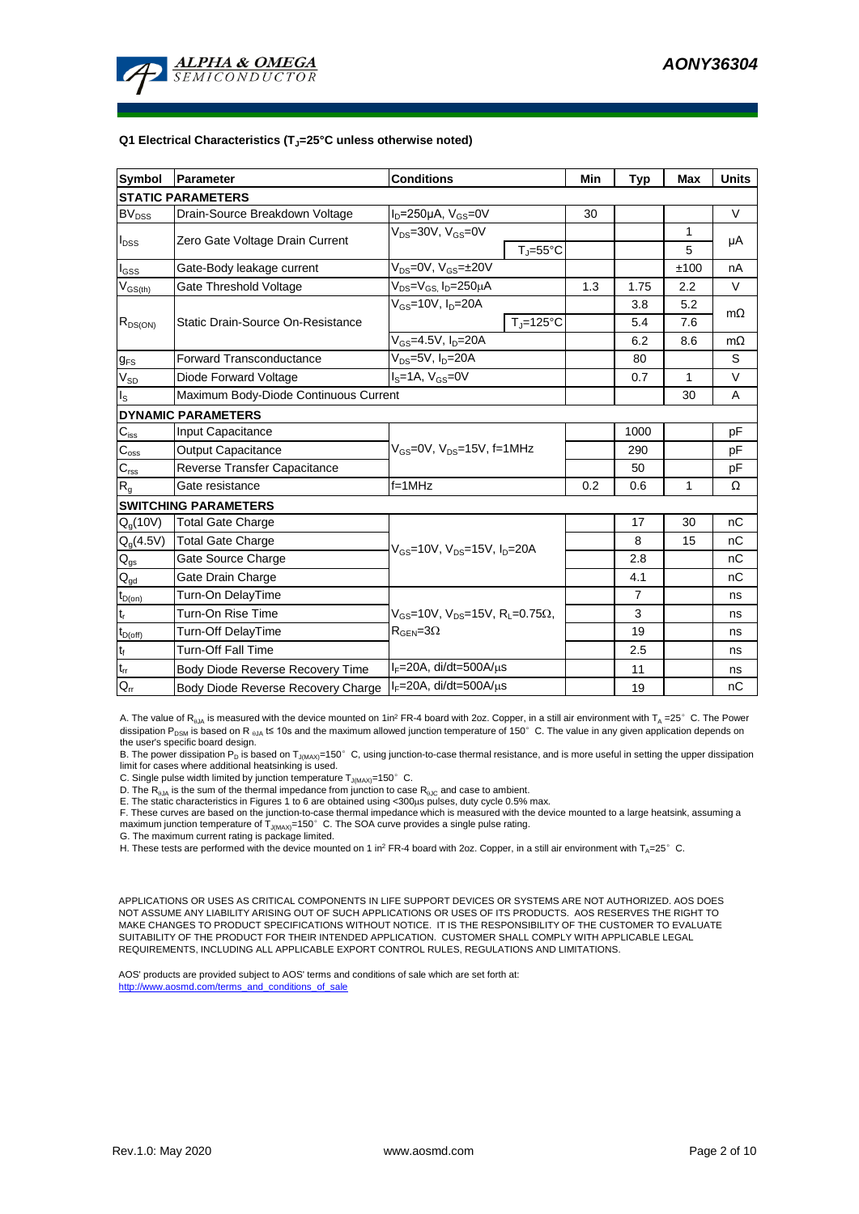**Q1 Electrical Characteristics ($T_J$=25°C unless otherwise noted)**

| Symbol | Parameter | Conditions | | Min | Typ | Max | Units |
|---|---|---|---|---|---|---|---|
| **STATIC PARAMETERS** | | | | | | | |
| $BV_{DSS}$ | Drain-Source Breakdown Voltage | $I_D$=250µA, $V_{GS}$=0V | | 30 | | | V |
| $I_{DSS}$ | Zero Gate Voltage Drain Current | $V_{DS}$=30V, $V_{GS}$=0V | | | | 1 | µA |
| | | | $T_J$=55°C | | | 5 | |
| $I_{GSS}$ | Gate-Body leakage current | $V_{DS}$=0V, $V_{GS}$=±20V | | | | ±100 | nA |
| $V_{GS(th)}$ | Gate Threshold Voltage | $V_{DS}$=$V_{GS,}$ $I_D$=250µA | | 1.3 | 1.75 | 2.2 | V |
| $R_{DS(ON)}$ | Static Drain-Source On-Resistance | $V_{GS}$=10V, $I_D$=20A | | | 3.8 | 5.2 | mΩ |
| | | | $T_J$=125°C | | 5.4 | 7.6 | |
| | | $V_{GS}$=4.5V, $I_D$=20A | | | 6.2 | 8.6 | mΩ |
| $g_{FS}$ | Forward Transconductance | $V_{DS}$=5V, $I_D$=20A | | | 80 | | S |
| $V_{SD}$ | Diode Forward Voltage | $I_S$=1A, $V_{GS}$=0V | | | 0.7 | 1 | V |
| $I_S$ | Maximum Body-Diode Continuous Current | | | | | 30 | A |
| **DYNAMIC PARAMETERS** | | | | | | | |
| $C_{iss}$ | Input Capacitance | $V_{GS}$=0V, $V_{DS}$=15V, f=1MHz | | | 1000 | | pF |
| $C_{oss}$ | Output Capacitance | | | | 290 | | pF |
| $C_{rss}$ | Reverse Transfer Capacitance | | | | 50 | | pF |
| $R_g$ | Gate resistance | f=1MHz | | 0.2 | 0.6 | 1 | Ω |
| **SWITCHING PARAMETERS** | | | | | | | |
| $Q_g$(10V) | Total Gate Charge | $V_{GS}$=10V, $V_{DS}$=15V, $I_D$=20A | | | 17 | 30 | nC |
| $Q_g$(4.5V) | Total Gate Charge | | | | 8 | 15 | nC |
| $Q_{gs}$ | Gate Source Charge | | | | 2.8 | | nC |
| $Q_{gd}$ | Gate Drain Charge | | | | 4.1 | | nC |
| $t_{D(on)}$ | Turn-On DelayTime | $V_{GS}$=10V, $V_{DS}$=15V, $R_L$=0.75Ω, $R_{GEN}$=3Ω | | | 7 | | ns |
| $t_r$ | Turn-On Rise Time | | | | 3 | | ns |
| $t_{D(off)}$ | Turn-Off DelayTime | | | | 19 | | ns |
| $t_f$ | Turn-Off Fall Time | | | | 2.5 | | ns |
| $t_{rr}$ | Body Diode Reverse Recovery Time | $I_F$=20A, di/dt=500A/µs | | | 11 | | ns |
| $Q_{rr}$ | Body Diode Reverse Recovery Charge | $I_F$=20A, di/dt=500A/µs | | | 19 | | nC |

A. The value of $R_{\theta JA}$ is measured with the device mounted on 1in² FR-4 board with 2oz. Copper, in a still air environment with $T_A$ =25° C. The Power dissipation $P_{DSM}$ is based on R $_{\theta JA}$ t≤ 10s and the maximum allowed junction temperature of 150° C. The value in any given application depends on the user's specific board design.

B. The power dissipation $P_D$ is based on $T_{J(MAX)}$=150° C, using junction-to-case thermal resistance, and is more useful in setting the upper dissipation limit for cases where additional heatsinking is used.

C. Single pulse width limited by junction temperature $T_{J(MAX)}$=150° C.

D. The $R_{\theta JA}$ is the sum of the thermal impedance from junction to case $R_{\theta JC}$ and case to ambient.

E. The static characteristics in Figures 1 to 6 are obtained using <300µs pulses, duty cycle 0.5% max.

F. These curves are based on the junction-to-case thermal impedance which is measured with the device mounted to a large heatsink, assuming a maximum junction temperature of $T_{J(MAX)}$=150° C. The SOA curve provides a single pulse rating.

G. The maximum current rating is package limited.

H. These tests are performed with the device mounted on 1 in² FR-4 board with 2oz. Copper, in a still air environment with $T_A$=25° C.

APPLICATIONS OR USES AS CRITICAL COMPONENTS IN LIFE SUPPORT DEVICES OR SYSTEMS ARE NOT AUTHORIZED. AOS DOES NOT ASSUME ANY LIABILITY ARISING OUT OF SUCH APPLICATIONS OR USES OF ITS PRODUCTS. AOS RESERVES THE RIGHT TO MAKE CHANGES TO PRODUCT SPECIFICATIONS WITHOUT NOTICE. IT IS THE RESPONSIBILITY OF THE CUSTOMER TO EVALUATE SUITABILITY OF THE PRODUCT FOR THEIR INTENDED APPLICATION. CUSTOMER SHALL COMPLY WITH APPLICABLE LEGAL REQUIREMENTS, INCLUDING ALL APPLICABLE EXPORT CONTROL RULES, REGULATIONS AND LIMITATIONS.

AOS' products are provided subject to AOS' terms and conditions of sale which are set forth at:
http://www.aosmd.com/terms_and_conditions_of_sale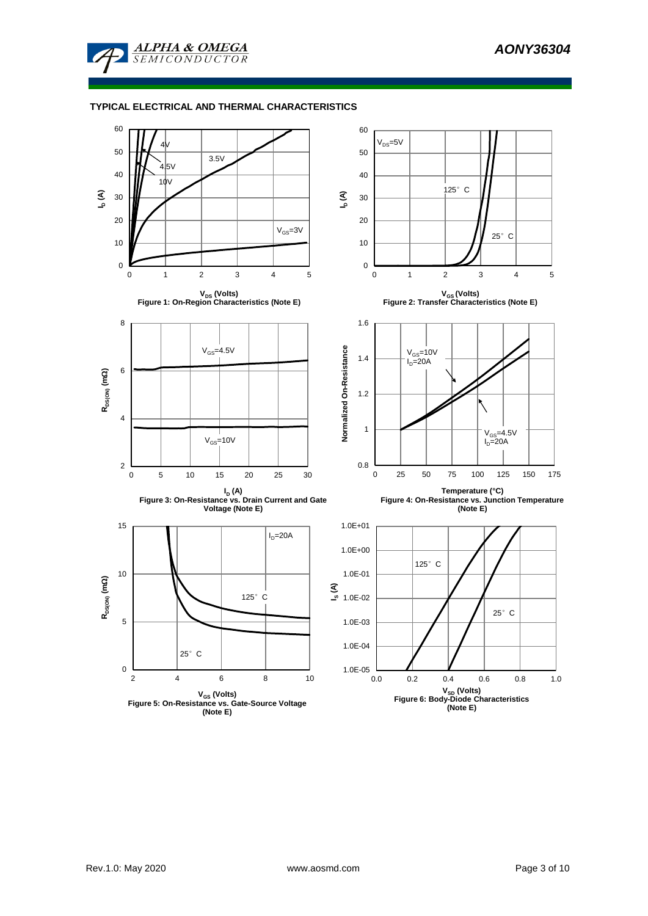## TYPICAL ELECTRICAL AND THERMAL CHARACTERISTICS

**Figure 1: On-Region Characteristics (Note E)**

**Figure 2: Transfer Characteristics (Note E)**

**Figure 3: On-Resistance vs. Drain Current and Gate Voltage (Note E)**

**Figure 4: On-Resistance vs. Junction Temperature (Note E)**

**Figure 5: On-Resistance vs. Gate-Source Voltage (Note E)**

**Figure 6: Body-Diode Characteristics (Note E)**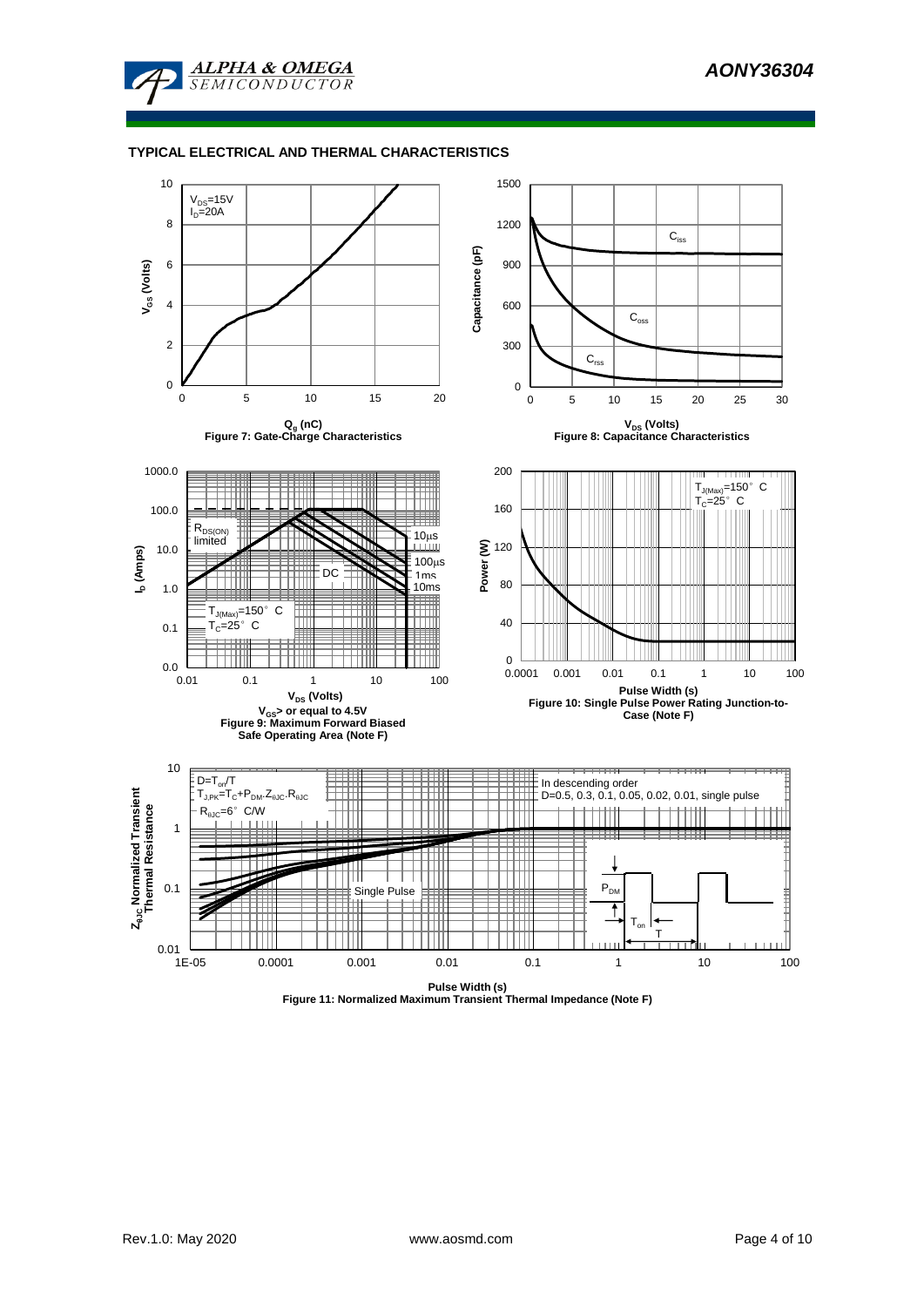## TYPICAL ELECTRICAL AND THERMAL CHARACTERISTICS

$V_{DS}$=15V
$I_D$=20A

$V_{GS}$ (Volts)

$Q_g$ (nC)

Figure 7: Gate-Charge Characteristics

$C_{iss}$

$C_{oss}$

$C_{rss}$

Capacitance (pF)

$V_{DS}$ (Volts)

Figure 8: Capacitance Characteristics

$R_{DS(ON)}$ limited

10µs

100µs

1ms

10ms

DC

$T_{J(Max)}$=150° C
$T_C$=25° C

$I_D$ (Amps)

$V_{DS}$ (Volts)

$V_{GS}$> or equal to 4.5V

Figure 9: Maximum Forward Biased Safe Operating Area (Note F)

$T_{J(Max)}$=150° C
$T_C$=25° C

Power (W)

Pulse Width (s)

Figure 10: Single Pulse Power Rating Junction-to-Case (Note F)

$D=T_{on}/T$
$T_{J,PK}=T_C+P_{DM}.Z_{\theta JC}.R_{\theta JC}$
$R_{\theta JC}$=6° C/W

In descending order
D=0.5, 0.3, 0.1, 0.05, 0.02, 0.01, single pulse

Single Pulse

$P_{DM}$

$T_{on}$

T

$Z_{\theta JC}$ Normalized Transient Thermal Resistance

Pulse Width (s)

Figure 11: Normalized Maximum Transient Thermal Impedance (Note F)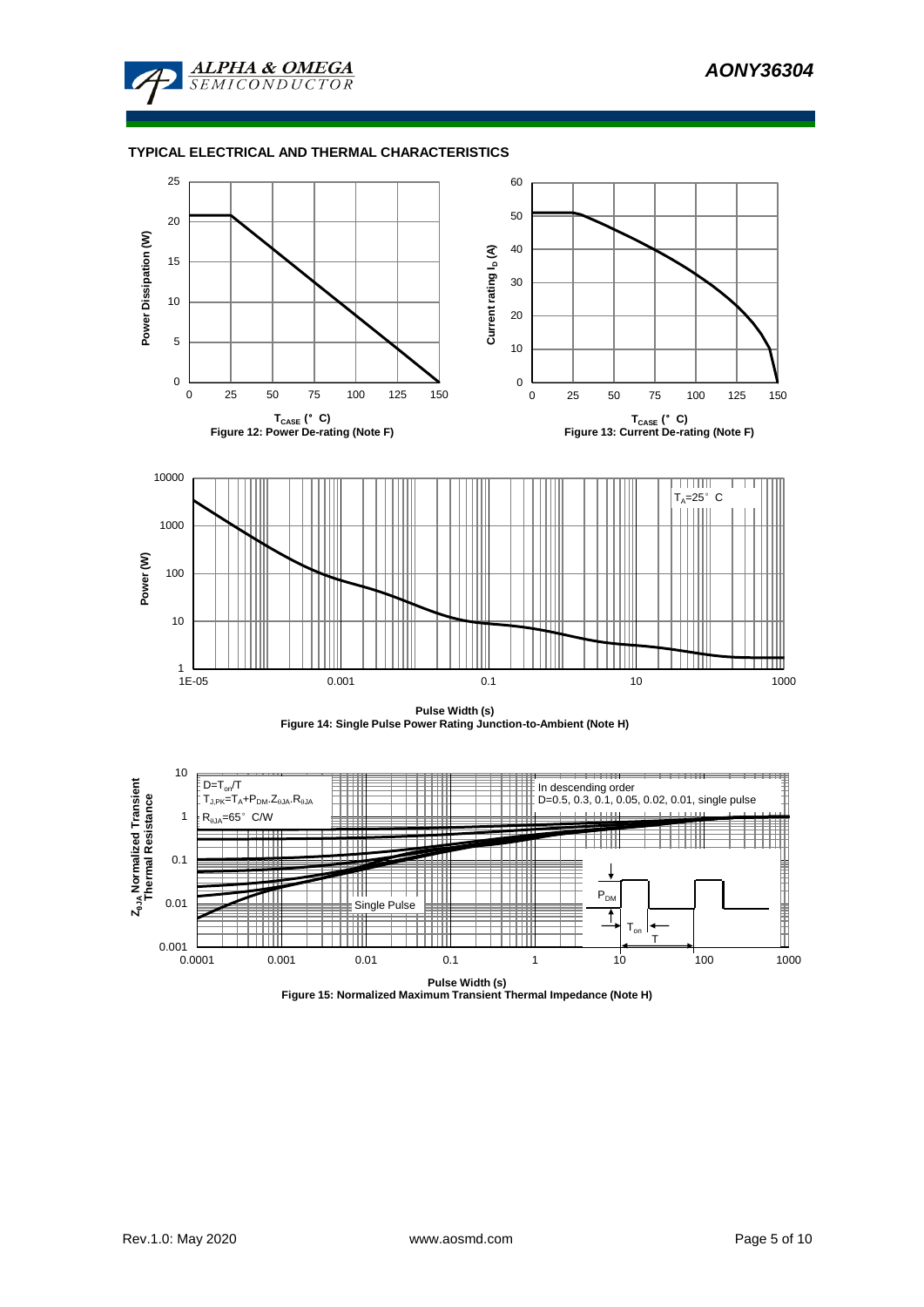## TYPICAL ELECTRICAL AND THERMAL CHARACTERISTICS

Power Dissipation (W)

$T_{CASE}$ (°C)

Figure 12: Power De-rating (Note F)

Current rating $I_D$ (A)

$T_{CASE}$ (°C)

Figure 13: Current De-rating (Note F)

$T_A$=25°C

Power (W)

Pulse Width (s)

Figure 14: Single Pulse Power Rating Junction-to-Ambient (Note H)

D=$T_{on}$/T

$T_{J,PK}$=$T_A$+$P_{DM}$.$Z_{\theta JA}$.$R_{\theta JA}$

$R_{\theta JA}$=65°C/W

In descending order
D=0.5, 0.3, 0.1, 0.05, 0.02, 0.01, single pulse

Single Pulse

$P_{DM}$

$T_{on}$

T

$Z_{\theta JA}$ Normalized Transient Thermal Resistance

Pulse Width (s)

Figure 15: Normalized Maximum Transient Thermal Impedance (Note H)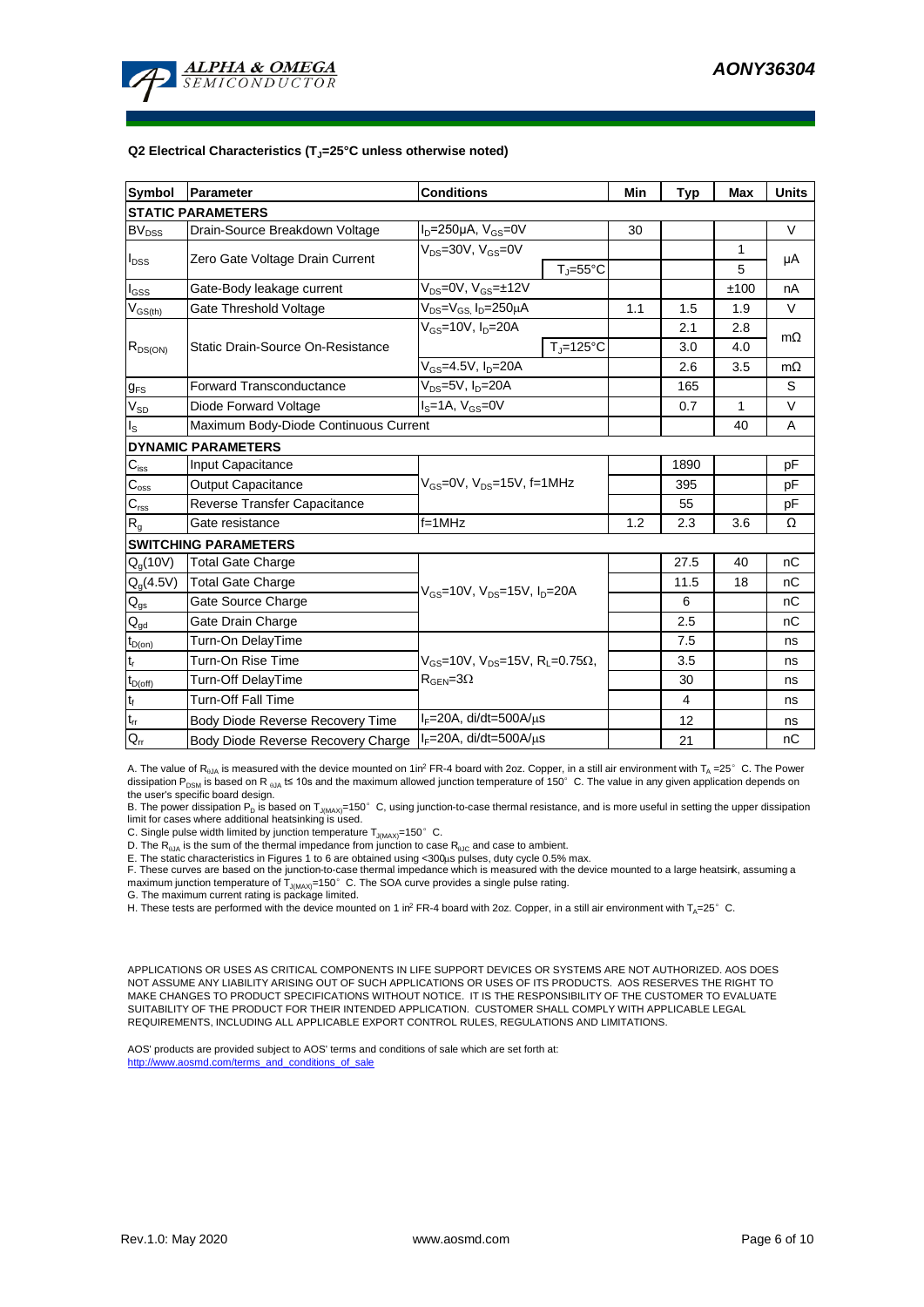### Q2 Electrical Characteristics ($T_J$=25°C unless otherwise noted)

| Symbol | Parameter | Conditions | | Min | Typ | Max | Units |
|---|---|---|---|---|---|---|---|
| **STATIC PARAMETERS** | | | | | | | |
| $BV_{DSS}$ | Drain-Source Breakdown Voltage | $I_D$=250µA, $V_{GS}$=0V | | 30 | | | V |
| $I_{DSS}$ | Zero Gate Voltage Drain Current | $V_{DS}$=30V, $V_{GS}$=0V | | | | 1 | µA |
| | | | $T_J$=55°C | | | 5 | |
| $I_{GSS}$ | Gate-Body leakage current | $V_{DS}$=0V, $V_{GS}$=±12V | | | | ±100 | nA |
| $V_{GS(th)}$ | Gate Threshold Voltage | $V_{DS}$=$V_{GS}$, $I_D$=250µA | | 1.1 | 1.5 | 1.9 | V |
| $R_{DS(ON)}$ | Static Drain-Source On-Resistance | $V_{GS}$=10V, $I_D$=20A | | | 2.1 | 2.8 | mΩ |
| | | | $T_J$=125°C | | 3.0 | 4.0 | |
| | | $V_{GS}$=4.5V, $I_D$=20A | | | 2.6 | 3.5 | mΩ |
| $g_{FS}$ | Forward Transconductance | $V_{DS}$=5V, $I_D$=20A | | | 165 | | S |
| $V_{SD}$ | Diode Forward Voltage | $I_S$=1A, $V_{GS}$=0V | | | 0.7 | 1 | V |
| $I_S$ | Maximum Body-Diode Continuous Current | | | | | 40 | A |
| **DYNAMIC PARAMETERS** | | | | | | | |
| $C_{iss}$ | Input Capacitance | $V_{GS}$=0V, $V_{DS}$=15V, f=1MHz | | | 1890 | | pF |
| $C_{oss}$ | Output Capacitance | | | | 395 | | pF |
| $C_{rss}$ | Reverse Transfer Capacitance | | | | 55 | | pF |
| $R_g$ | Gate resistance | f=1MHz | | 1.2 | 2.3 | 3.6 | Ω |
| **SWITCHING PARAMETERS** | | | | | | | |
| $Q_g$(10V) | Total Gate Charge | $V_{GS}$=10V, $V_{DS}$=15V, $I_D$=20A | | | 27.5 | 40 | nC |
| $Q_g$(4.5V) | Total Gate Charge | | | | 11.5 | 18 | nC |
| $Q_{gs}$ | Gate Source Charge | | | | 6 | | nC |
| $Q_{gd}$ | Gate Drain Charge | | | | 2.5 | | nC |
| $t_{D(on)}$ | Turn-On DelayTime | $V_{GS}$=10V, $V_{DS}$=15V, $R_L$=0.75Ω, $R_{GEN}$=3Ω | | | 7.5 | | ns |
| $t_r$ | Turn-On Rise Time | | | | 3.5 | | ns |
| $t_{D(off)}$ | Turn-Off DelayTime | | | | 30 | | ns |
| $t_f$ | Turn-Off Fall Time | | | | 4 | | ns |
| $t_{rr}$ | Body Diode Reverse Recovery Time | $I_F$=20A, di/dt=500A/µs | | | 12 | | ns |
| $Q_{rr}$ | Body Diode Reverse Recovery Charge | $I_F$=20A, di/dt=500A/µs | | | 21 | | nC |

A. The value of $R_{\theta JA}$ is measured with the device mounted on 1in² FR-4 board with 2oz. Copper, in a still air environment with $T_A$ =25° C. The Power dissipation $P_{DSM}$ is based on R $_{\theta JA}$ t≤ 10s and the maximum allowed junction temperature of 150° C. The value in any given application depends on the user's specific board design.
B. The power dissipation $P_D$ is based on $T_{J(MAX)}$=150° C, using junction-to-case thermal resistance, and is more useful in setting the upper dissipation limit for cases where additional heatsinking is used.
C. Single pulse width limited by junction temperature $T_{J(MAX)}$=150° C.
D. The $R_{\theta JA}$ is the sum of the thermal impedance from junction to case $R_{\theta JC}$ and case to ambient.
E. The static characteristics in Figures 1 to 6 are obtained using <300µs pulses, duty cycle 0.5% max.
F. These curves are based on the junction-to-case thermal impedance which is measured with the device mounted to a large heatsink, assuming a maximum junction temperature of $T_{J(MAX)}$=150° C. The SOA curve provides a single pulse rating.
G. The maximum current rating is package limited.
H. These tests are performed with the device mounted on 1 in² FR-4 board with 2oz. Copper, in a still air environment with $T_A$=25° C.

APPLICATIONS OR USES AS CRITICAL COMPONENTS IN LIFE SUPPORT DEVICES OR SYSTEMS ARE NOT AUTHORIZED. AOS DOES NOT ASSUME ANY LIABILITY ARISING OUT OF SUCH APPLICATIONS OR USES OF ITS PRODUCTS. AOS RESERVES THE RIGHT TO MAKE CHANGES TO PRODUCT SPECIFICATIONS WITHOUT NOTICE. IT IS THE RESPONSIBILITY OF THE CUSTOMER TO EVALUATE SUITABILITY OF THE PRODUCT FOR THEIR INTENDED APPLICATION. CUSTOMER SHALL COMPLY WITH APPLICABLE LEGAL REQUIREMENTS, INCLUDING ALL APPLICABLE EXPORT CONTROL RULES, REGULATIONS AND LIMITATIONS.

AOS' products are provided subject to AOS' terms and conditions of sale which are set forth at:
http://www.aosmd.com/terms_and_conditions_of_sale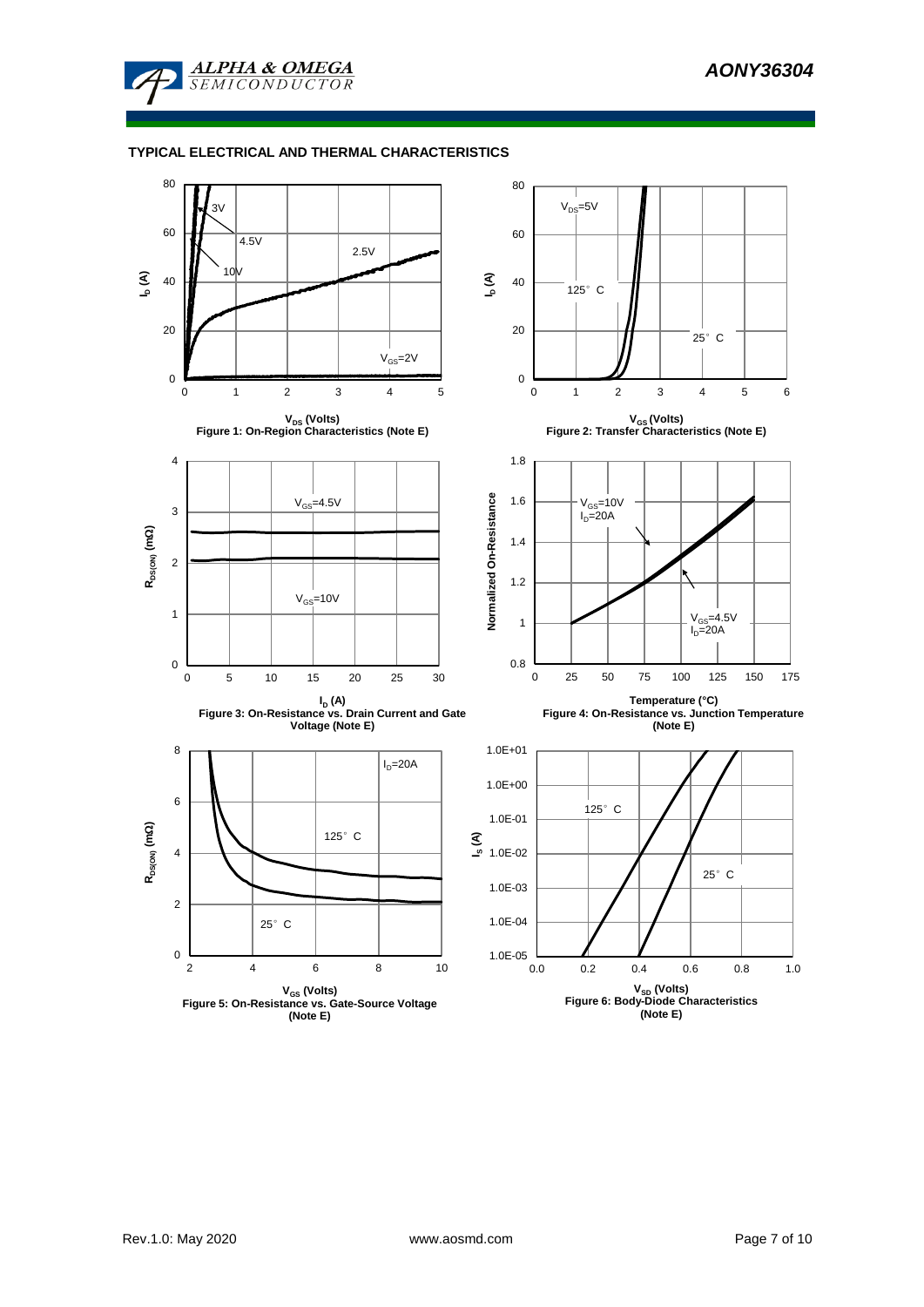## TYPICAL ELECTRICAL AND THERMAL CHARACTERISTICS

$V_{DS}$ (Volts)

Figure 1: On-Region Characteristics (Note E)

$V_{GS}$ (Volts)

Figure 2: Transfer Characteristics (Note E)

$I_D$ (A)

Figure 3: On-Resistance vs. Drain Current and Gate Voltage (Note E)

Temperature (°C)

Figure 4: On-Resistance vs. Junction Temperature (Note E)

$V_{GS}$ (Volts)

Figure 5: On-Resistance vs. Gate-Source Voltage (Note E)

$V_{SD}$ (Volts)

Figure 6: Body-Diode Characteristics (Note E)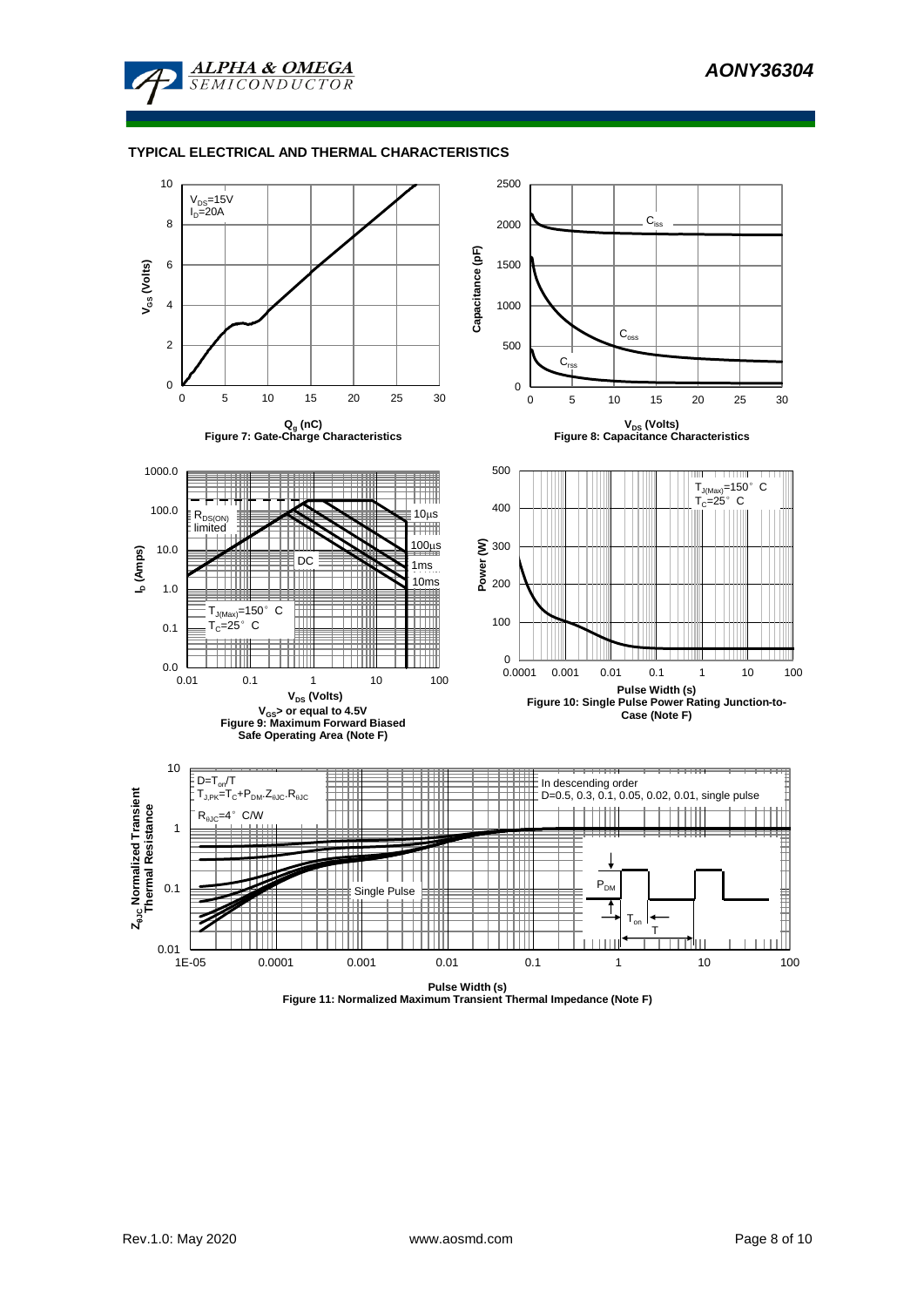## TYPICAL ELECTRICAL AND THERMAL CHARACTERISTICS

$V_{DS}$=15V
$I_D$=20A

$V_{GS}$ (Volts)

$Q_g$ (nC)

Figure 7: Gate-Charge Characteristics

Capacitance (pF)

$C_{iss}$

$C_{oss}$

$C_{rss}$

$V_{DS}$ (Volts)

Figure 8: Capacitance Characteristics

$I_D$ (Amps)

$R_{DS(ON)}$ limited

10µs

100µs

1ms

10ms

DC

$T_{J(Max)}$=150° C
$T_C$=25° C

$V_{DS}$ (Volts)

$V_{GS}$> or equal to 4.5V

Figure 9: Maximum Forward Biased Safe Operating Area (Note F)

Power (W)

$T_{J(Max)}$=150° C
$T_C$=25° C

Pulse Width (s)

Figure 10: Single Pulse Power Rating Junction-to-Case (Note F)

$Z_{\theta JC}$ Normalized Transient Thermal Resistance

$D=T_{on}/T$
$T_{J,PK}=T_C+P_{DM}.Z_{\theta JC}.R_{\theta JC}$
$R_{\theta JC}$=4° C/W

In descending order
D=0.5, 0.3, 0.1, 0.05, 0.02, 0.01, single pulse

Single Pulse

$P_{DM}$

$T_{on}$

T

Pulse Width (s)

Figure 11: Normalized Maximum Transient Thermal Impedance (Note F)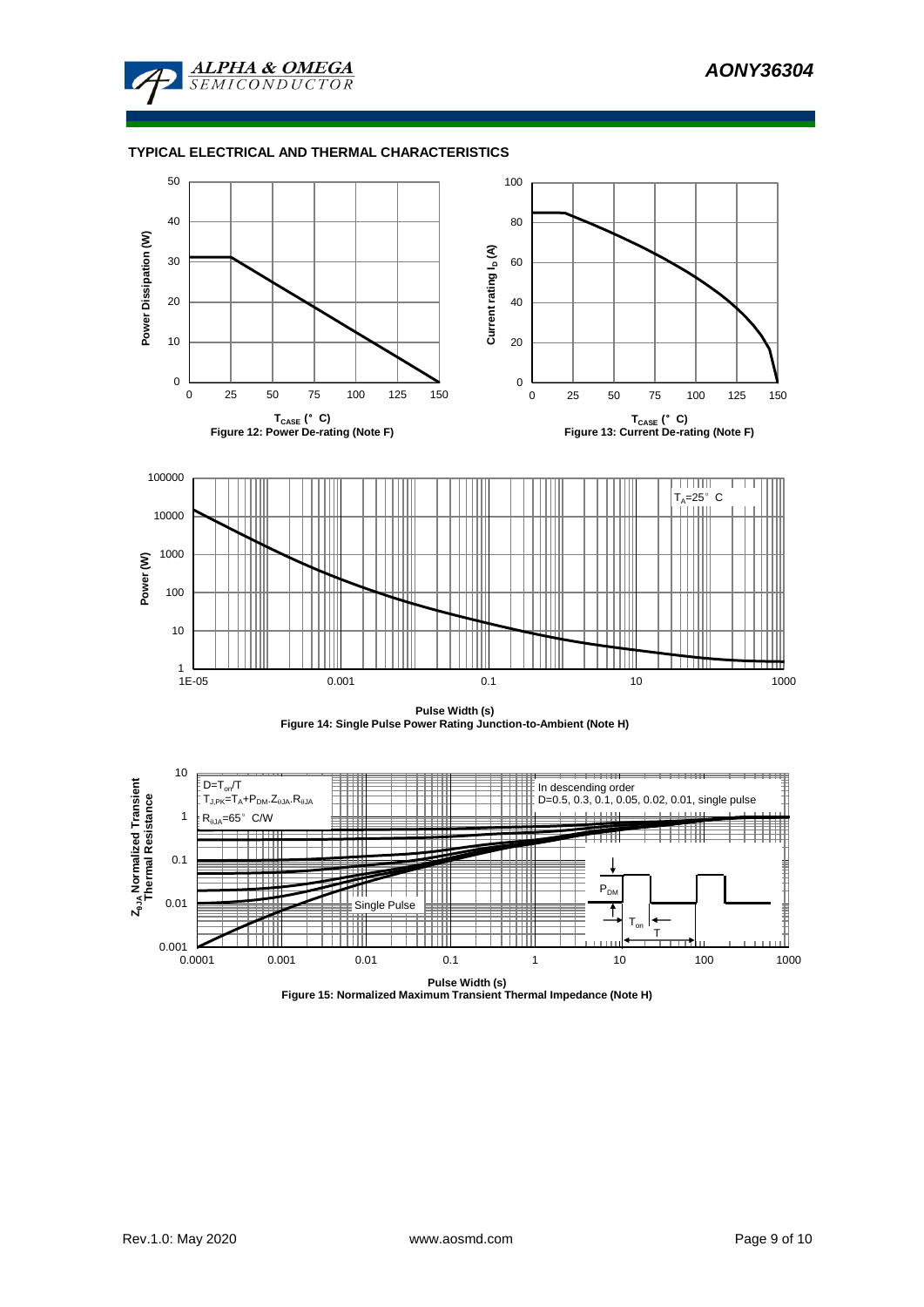## TYPICAL ELECTRICAL AND THERMAL CHARACTERISTICS

Power Dissipation (W)

$T_{CASE}$ (°C)

Figure 12: Power De-rating (Note F)

Current rating $I_D$ (A)

$T_{CASE}$ (°C)

Figure 13: Current De-rating (Note F)

$T_A$=25°C

Power (W)

Pulse Width (s)

Figure 14: Single Pulse Power Rating Junction-to-Ambient (Note H)

D=$T_{on}$/T

$T_{J,PK}=T_A+P_{DM}.Z_{\theta JA}.R_{\theta JA}$

$R_{\theta JA}$=65°C/W

In descending order

D=0.5, 0.3, 0.1, 0.05, 0.02, 0.01, single pulse

Single Pulse

$P_{DM}$

$T_{on}$

T

$Z_{\theta JA}$ Normalized Transient Thermal Resistance

Pulse Width (s)

Figure 15: Normalized Maximum Transient Thermal Impedance (Note H)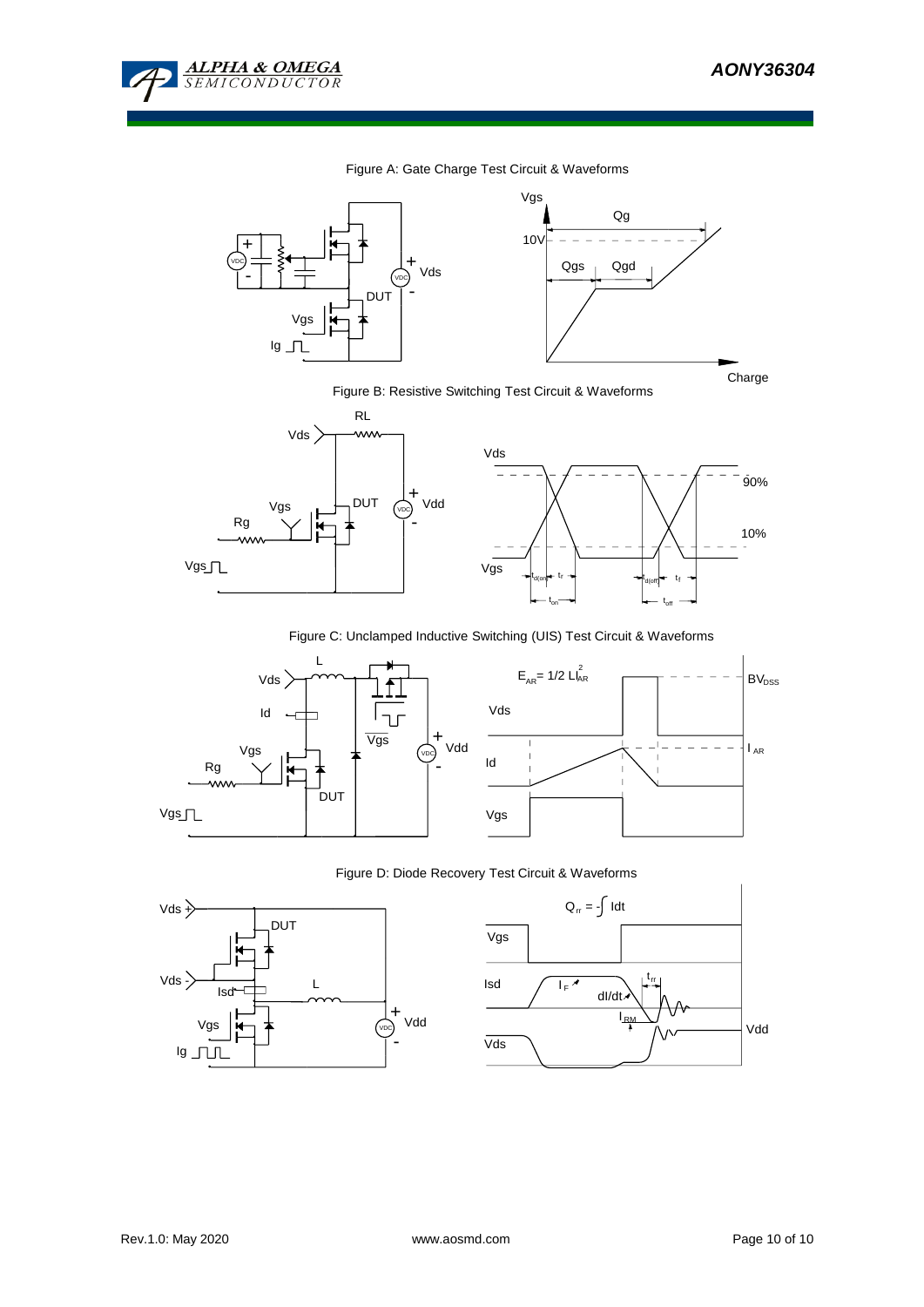Figure A: Gate Charge Test Circuit & Waveforms

VDC
Vds
DUT
Vgs
Ig
Vgs
Qg
10V
Qgs
Qgd
Charge

Figure B: Resistive Switching Test Circuit & Waveforms

RL
Vds
Vgs
DUT
Vdd
Rg
Vgs
Vds
90%
10%
Vgs
$t_{d(on)}$ $t_r$
$t_{on}$
$t_{d(off)}$ $t_f$
$t_{off}$

Figure C: Unclamped Inductive Switching (UIS) Test Circuit & Waveforms

L
Vds
Id
Vgs
Rg
DUT
Vgs
Vdd
$E_{AR} = 1/2\ L I_{AR}^2$
$BV_{DSS}$
Vds
Id
$I_{AR}$
Vgs

Figure D: Diode Recovery Test Circuit & Waveforms

Vds +
DUT
Vds -
Isd
L
Vgs
Ig
Vdd
$Q_{rr} = -\int Idt$
Vgs
Isd
$I_F$
dI/dt
$t_{rr}$
$I_{RM}$
Vds
Vdd